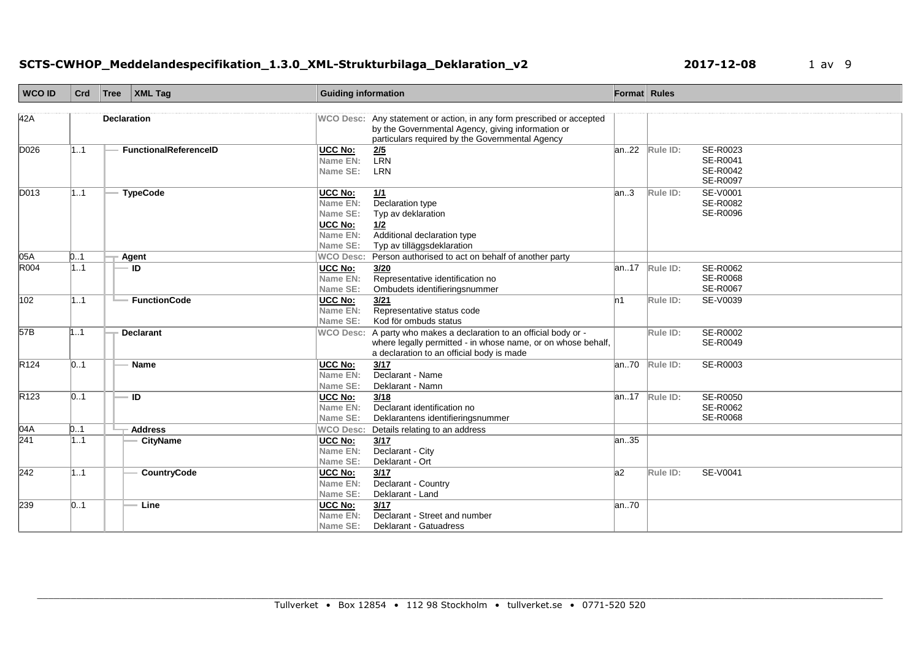# SCTS-CWHOP_Meddelandespecifikation_1.3.0_XML-Strukturbilaga_Deklaration_v2

2017-12-08

| WCO ID | Crd | Tree | XML Tag | Guiding information | Format | Rules |
|---|---|---|---|---|---|---|
| 42A | | | Declaration | WCO Desc: Any statement or action, in any form prescribed or accepted by the Governmental Agency, giving information or particulars required by the Governmental Agency | | |
| D026 | 1..1 | | FunctionalReferenceID | UCC No: 2/5<br>Name EN: LRN<br>Name SE: LRN | an..22 | Rule ID: SE-R0023<br>SE-R0041<br>SE-R0042<br>SE-R0097 |
| D013 | 1..1 | | TypeCode | UCC No: 1/1<br>Name EN: Declaration type<br>Name SE: Typ av deklaration<br>UCC No: 1/2<br>Name EN: Additional declaration type<br>Name SE: Typ av tilläggsdeklaration | an..3 | Rule ID: SE-V0001<br>SE-R0082<br>SE-R0096 |
| 05A | 0..1 | | Agent | WCO Desc: Person authorised to act on behalf of another party | | |
| R004 | 1..1 | | ID | UCC No: 3/20<br>Name EN: Representative identification no<br>Name SE: Ombudets identifieringsnummer | an..17 | Rule ID: SE-R0062<br>SE-R0068<br>SE-R0067 |
| 102 | 1..1 | | FunctionCode | UCC No: 3/21<br>Name EN: Representative status code<br>Name SE: Kod för ombuds status | n1 | Rule ID: SE-V0039 |
| 57B | 1..1 | | Declarant | WCO Desc: A party who makes a declaration to an official body or - where legally permitted - in whose name, or on whose behalf, a declaration to an official body is made | | Rule ID: SE-R0002<br>SE-R0049 |
| R124 | 0..1 | | Name | UCC No: 3/17<br>Name EN: Declarant - Name<br>Name SE: Deklarant - Namn | an..70 | Rule ID: SE-R0003 |
| R123 | 0..1 | | ID | UCC No: 3/18<br>Name EN: Declarant identification no<br>Name SE: Deklarantens identifieringsnummer | an..17 | Rule ID: SE-R0050<br>SE-R0062<br>SE-R0068 |
| 04A | 0..1 | | Address | WCO Desc: Details relating to an address | | |
| 241 | 1..1 | | CityName | UCC No: 3/17<br>Name EN: Declarant - City<br>Name SE: Deklarant - Ort | an..35 | |
| 242 | 1..1 | | CountryCode | UCC No: 3/17<br>Name EN: Declarant - Country<br>Name SE: Deklarant - Land | a2 | Rule ID: SE-V0041 |
| 239 | 0..1 | | Line | UCC No: 3/17<br>Name EN: Declarant - Street and number<br>Name SE: Deklarant - Gatuadress | an..70 | |

Tullverket • Box 12854 • 112 98 Stockholm • tullverket.se • 0771-520 520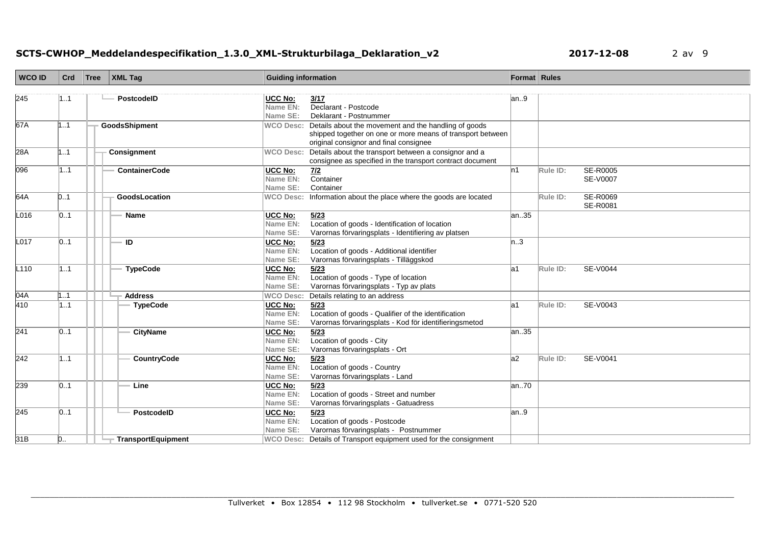| WCO ID | Crd | Tree | XML Tag | Guiding information | Format | Rules |
|---|---|---|---|---|---|---|
| 245 | 1..1 | | PostcodeID | UCC No: 3/17<br>Name EN: Declarant - Postcode<br>Name SE: Deklarant - Postnummer | an..9 | |
| 67A | 1..1 | | GoodsShipment | WCO Desc: Details about the movement and the handling of goods shipped together on one or more means of transport between original consignor and final consignee | | |
| 28A | 1..1 | | Consignment | WCO Desc: Details about the transport between a consignor and a consignee as specified in the transport contract document | | |
| 096 | 1..1 | | ContainerCode | UCC No: 7/2<br>Name EN: Container<br>Name SE: Container | n1 | Rule ID: SE-R0005<br>SE-V0007 |
| 64A | 0..1 | | GoodsLocation | WCO Desc: Information about the place where the goods are located | | Rule ID: SE-R0069<br>SE-R0081 |
| L016 | 0..1 | | Name | UCC No: 5/23<br>Name EN: Location of goods - Identification of location<br>Name SE: Varornas förvaringsplats - Identifiering av platsen | an..35 | |
| L017 | 0..1 | | ID | UCC No: 5/23<br>Name EN: Location of goods - Additional identifier<br>Name SE: Varornas förvaringsplats - Tilläggskod | n..3 | |
| L110 | 1..1 | | TypeCode | UCC No: 5/23<br>Name EN: Location of goods - Type of location<br>Name SE: Varornas förvaringsplats - Typ av plats | a1 | Rule ID: SE-V0044 |
| 04A | 1..1 | | Address | WCO Desc: Details relating to an address | | |
| 410 | 1..1 | | TypeCode | UCC No: 5/23<br>Name EN: Location of goods - Qualifier of the identification<br>Name SE: Varornas förvaringsplats - Kod för identifieringsmetod | a1 | Rule ID: SE-V0043 |
| 241 | 0..1 | | CityName | UCC No: 5/23<br>Name EN: Location of goods - City<br>Name SE: Varornas förvaringsplats - Ort | an..35 | |
| 242 | 1..1 | | CountryCode | UCC No: 5/23<br>Name EN: Location of goods - Country<br>Name SE: Varornas förvaringsplats - Land | a2 | Rule ID: SE-V0041 |
| 239 | 0..1 | | Line | UCC No: 5/23<br>Name EN: Location of goods - Street and number<br>Name SE: Varornas förvaringsplats - Gatuadress | an..70 | |
| 245 | 0..1 | | PostcodeID | UCC No: 5/23<br>Name EN: Location of goods - Postcode<br>Name SE: Varornas förvaringsplats - Postnummer | an..9 | |
| 31B | 0.. | | TransportEquipment | WCO Desc: Details of Transport equipment used for the consignment | | |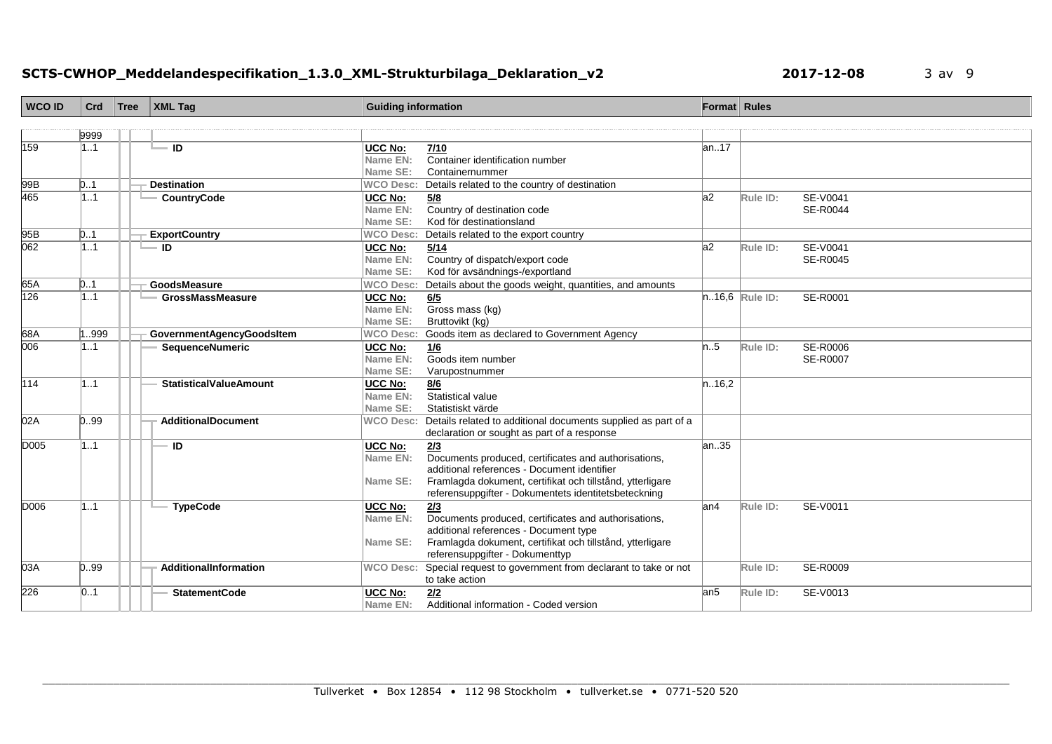| WCO ID | Crd | Tree | XML Tag | Guiding information | Format | Rules |
|---|---|---|---|---|---|---|
| | 9999 | | | | | |
| 159 | 1..1 | | ID | **UCC No:** 7/10<br>Name EN: Container identification number<br>Name SE: Containernummer | an..17 | |
| 99B | 0..1 | | Destination | WCO Desc: Details related to the country of destination | | |
| 465 | 1..1 | | CountryCode | **UCC No:** 5/8<br>Name EN: Country of destination code<br>Name SE: Kod för destinationsland | a2 | Rule ID: SE-V0041<br>SE-R0044 |
| 95B | 0..1 | | ExportCountry | WCO Desc: Details related to the export country | | |
| 062 | 1..1 | | ID | **UCC No:** 5/14<br>Name EN: Country of dispatch/export code<br>Name SE: Kod för avsändnings-/exportland | a2 | Rule ID: SE-V0041<br>SE-R0045 |
| 65A | 0..1 | | GoodsMeasure | WCO Desc: Details about the goods weight, quantities, and amounts | | |
| 126 | 1..1 | | GrossMassMeasure | **UCC No:** 6/5<br>Name EN: Gross mass (kg)<br>Name SE: Bruttovikt (kg) | n..16,6 | Rule ID: SE-R0001 |
| 68A | 1..999 | | GovernmentAgencyGoodsItem | WCO Desc: Goods item as declared to Government Agency | | |
| 006 | 1..1 | | SequenceNumeric | **UCC No:** 1/6<br>Name EN: Goods item number<br>Name SE: Varupostnummer | n..5 | Rule ID: SE-R0006<br>SE-R0007 |
| 114 | 1..1 | | StatisticalValueAmount | **UCC No:** 8/6<br>Name EN: Statistical value<br>Name SE: Statistiskt värde | n..16,2 | |
| 02A | 0..99 | | AdditionalDocument | WCO Desc: Details related to additional documents supplied as part of a declaration or sought as part of a response | | |
| D005 | 1..1 | | ID | **UCC No:** 2/3<br>Name EN: Documents produced, certificates and authorisations, additional references - Document identifier<br>Name SE: Framlagda dokument, certifikat och tillstånd, ytterligare referensuppgifter - Dokumentets identitetsbeteckning | an..35 | |
| D006 | 1..1 | | TypeCode | **UCC No:** 2/3<br>Name EN: Documents produced, certificates and authorisations, additional references - Document type<br>Name SE: Framlagda dokument, certifikat och tillstånd, ytterligare referensuppgifter - Dokumenttyp | an4 | Rule ID: SE-V0011 |
| 03A | 0..99 | | AdditionalInformation | WCO Desc: Special request to government from declarant to take or not to take action | | Rule ID: SE-R0009 |
| 226 | 0..1 | | StatementCode | **UCC No:** 2/2<br>Name EN: Additional information - Coded version | an5 | Rule ID: SE-V0013 |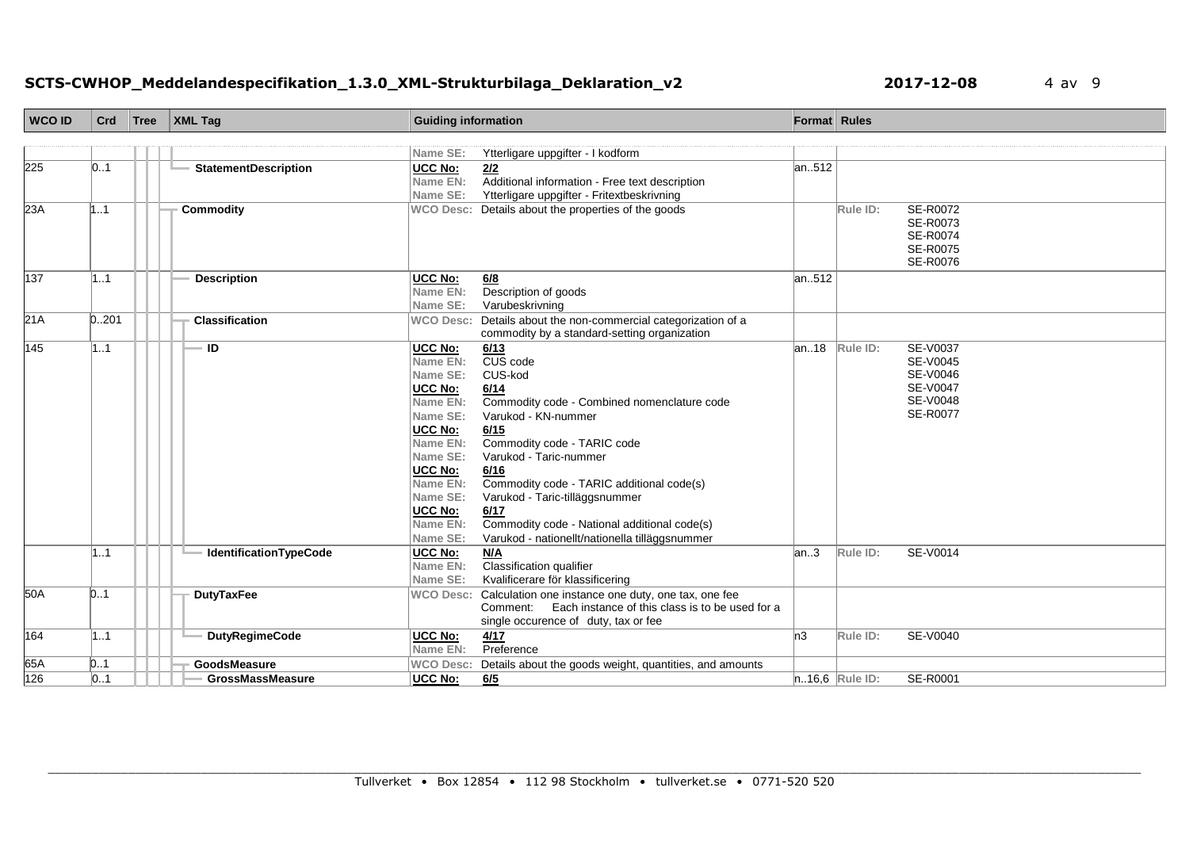| WCO ID | Crd | Tree | XML Tag | Guiding information | Format | Rules |
|---|---|---|---|---|---|---|
| | | | | **Name SE:** Ytterligare uppgifter - I kodform | | |
| 225 | 0..1 | | StatementDescription | **UCC No:** 2/2<br>**Name EN:** Additional information - Free text description<br>**Name SE:** Ytterligare uppgifter - Fritextbeskrivning | an..512 | |
| 23A | 1..1 | | Commodity | **WCO Desc:** Details about the properties of the goods | | **Rule ID:** SE-R0072<br>SE-R0073<br>SE-R0074<br>SE-R0075<br>SE-R0076 |
| 137 | 1..1 | | Description | **UCC No:** 6/8<br>**Name EN:** Description of goods<br>**Name SE:** Varubeskrivning | an..512 | |
| 21A | 0..201 | | Classification | **WCO Desc:** Details about the non-commercial categorization of a commodity by a standard-setting organization | | |
| 145 | 1..1 | | ID | **UCC No:** 6/13<br>**Name EN:** CUS code<br>**Name SE:** CUS-kod<br>**UCC No:** 6/14<br>**Name EN:** Commodity code - Combined nomenclature code<br>**Name SE:** Varukod - KN-nummer<br>**UCC No:** 6/15<br>**Name EN:** Commodity code - TARIC code<br>**Name SE:** Varukod - Taric-nummer<br>**UCC No:** 6/16<br>**Name EN:** Commodity code - TARIC additional code(s)<br>**Name SE:** Varukod - Taric-tilläggsnummer<br>**UCC No:** 6/17<br>**Name EN:** Commodity code - National additional code(s)<br>**Name SE:** Varukod - nationellt/nationella tilläggsnummer | an..18 | **Rule ID:** SE-V0037<br>SE-V0045<br>SE-V0046<br>SE-V0047<br>SE-V0048<br>SE-R0077 |
| | 1..1 | | IdentificationTypeCode | **UCC No:** N/A<br>**Name EN:** Classification qualifier<br>**Name SE:** Kvalificerare för klassificering | an..3 | **Rule ID:** SE-V0014 |
| 50A | 0..1 | | DutyTaxFee | **WCO Desc:** Calculation one instance one duty, one tax, one fee<br>Comment: Each instance of this class is to be used for a single occurence of duty, tax or fee | | |
| 164 | 1..1 | | DutyRegimeCode | **UCC No:** 4/17<br>**Name EN:** Preference | n3 | **Rule ID:** SE-V0040 |
| 65A | 0..1 | | GoodsMeasure | **WCO Desc:** Details about the goods weight, quantities, and amounts | | |
| 126 | 0..1 | | GrossMassMeasure | **UCC No:** 6/5 | n..16,6 | **Rule ID:** SE-R0001 |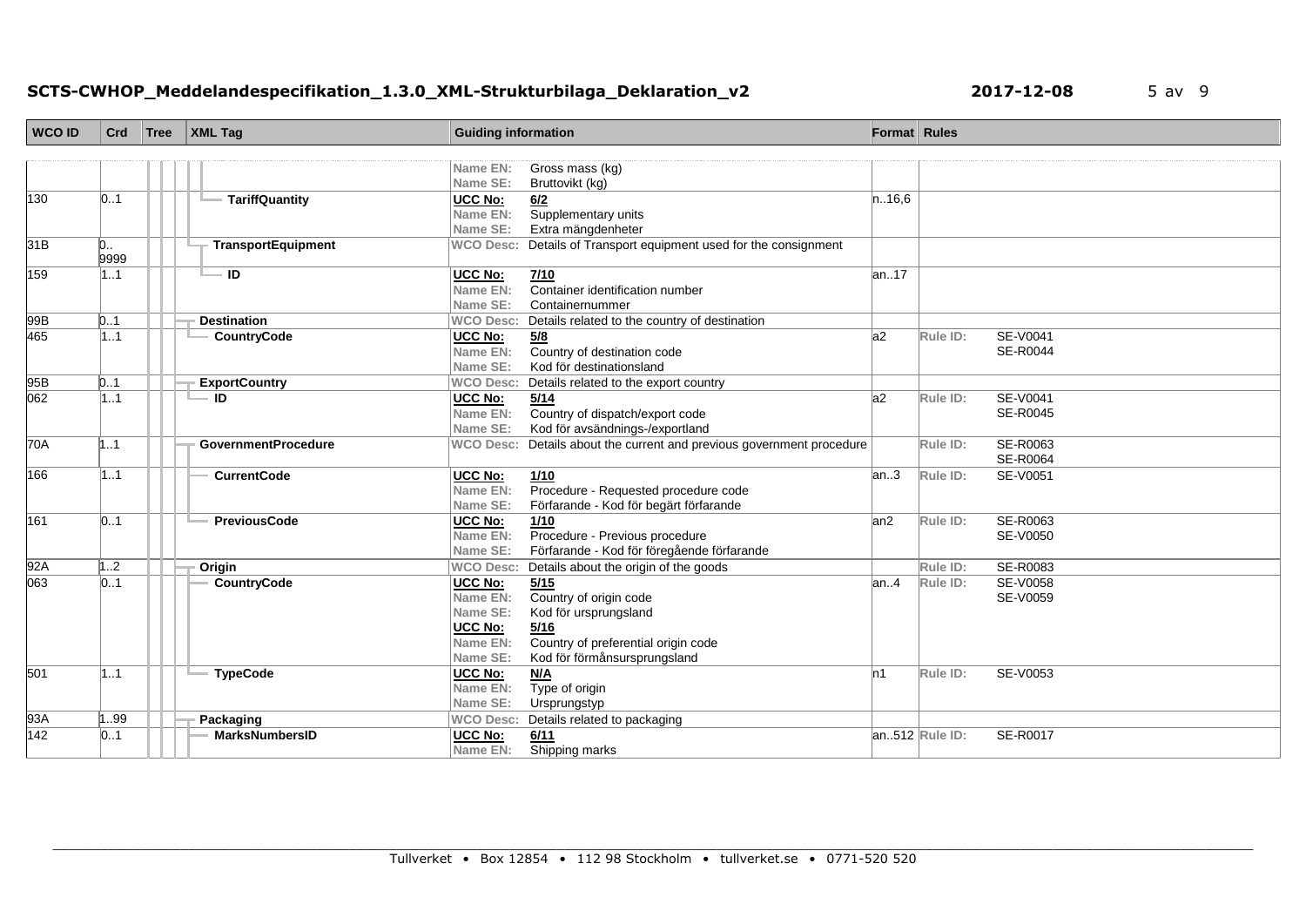| WCO ID | Crd | Tree | XML Tag | Guiding information | Format | Rules |
|---|---|---|---|---|---|---|
| | | | | Name EN: Gross mass (kg)<br>Name SE: Bruttovikt (kg) | | |
| 130 | 0..1 | | TariffQuantity | UCC No: 6/2<br>Name EN: Supplementary units<br>Name SE: Extra mängdenheter | n..16,6 | |
| 31B | 0..9999 | | TransportEquipment | WCO Desc: Details of Transport equipment used for the consignment | | |
| 159 | 1..1 | | ID | UCC No: 7/10<br>Name EN: Container identification number<br>Name SE: Containernummer | an..17 | |
| 99B | 0..1 | | Destination | WCO Desc: Details related to the country of destination | | |
| 465 | 1..1 | | CountryCode | UCC No: 5/8<br>Name EN: Country of destination code<br>Name SE: Kod för destinationsland | a2 | Rule ID: SE-V0041<br>SE-R0044 |
| 95B | 0..1 | | ExportCountry | WCO Desc: Details related to the export country | | |
| 062 | 1..1 | | ID | UCC No: 5/14<br>Name EN: Country of dispatch/export code<br>Name SE: Kod för avsändnings-/exportland | a2 | Rule ID: SE-V0041<br>SE-R0045 |
| 70A | 1..1 | | GovernmentProcedure | WCO Desc: Details about the current and previous government procedure | | Rule ID: SE-R0063<br>SE-R0064 |
| 166 | 1..1 | | CurrentCode | UCC No: 1/10<br>Name EN: Procedure - Requested procedure code<br>Name SE: Förfarande - Kod för begärt förfarande | an..3 | Rule ID: SE-V0051 |
| 161 | 0..1 | | PreviousCode | UCC No: 1/10<br>Name EN: Procedure - Previous procedure<br>Name SE: Förfarande - Kod för föregående förfarande | an2 | Rule ID: SE-R0063<br>SE-V0050 |
| 92A | 1..2 | | Origin | WCO Desc: Details about the origin of the goods | | Rule ID: SE-R0083 |
| 063 | 0..1 | | CountryCode | UCC No: 5/15<br>Name EN: Country of origin code<br>Name SE: Kod för ursprungsland<br>UCC No: 5/16<br>Name EN: Country of preferential origin code<br>Name SE: Kod för förmånsursprungsland | an..4 | Rule ID: SE-V0058<br>SE-V0059 |
| 501 | 1..1 | | TypeCode | UCC No: N/A<br>Name EN: Type of origin<br>Name SE: Ursprungstyp | n1 | Rule ID: SE-V0053 |
| 93A | 1..99 | | Packaging | WCO Desc: Details related to packaging | | |
| 142 | 0..1 | | MarksNumbersID | UCC No: 6/11<br>Name EN: Shipping marks | an..512 | Rule ID: SE-R0017 |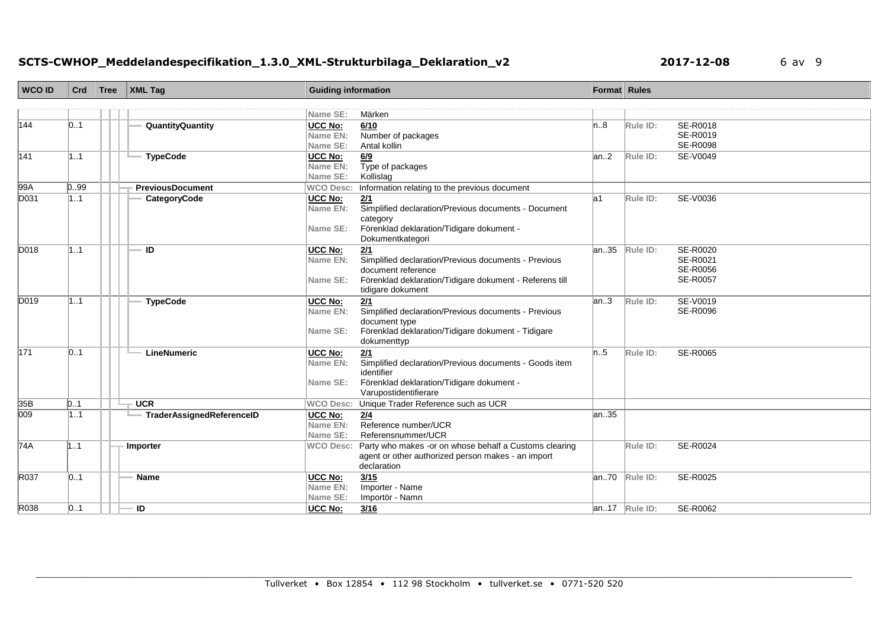| WCO ID | Crd | Tree | XML Tag | Guiding information | Format | Rules |
|---|---|---|---|---|---|---|
| | | | | Name SE: Märken | | |
| 144 | 0..1 | | QuantityQuantity | UCC No: 6/10<br>Name EN: Number of packages<br>Name SE: Antal kollin | n..8 | Rule ID: SE-R0018<br>SE-R0019<br>SE-R0098 |
| 141 | 1..1 | | TypeCode | UCC No: 6/9<br>Name EN: Type of packages<br>Name SE: Kollislag | an..2 | Rule ID: SE-V0049 |
| 99A | 0..99 | | PreviousDocument | WCO Desc: Information relating to the previous document | | |
| D031 | 1..1 | | CategoryCode | UCC No: 2/1<br>Name EN: Simplified declaration/Previous documents - Document category<br>Name SE: Förenklad deklaration/Tidigare dokument - Dokumentkategori | a1 | Rule ID: SE-V0036 |
| D018 | 1..1 | | ID | UCC No: 2/1<br>Name EN: Simplified declaration/Previous documents - Previous document reference<br>Name SE: Förenklad deklaration/Tidigare dokument - Referens till tidigare dokument | an..35 | Rule ID: SE-R0020<br>SE-R0021<br>SE-R0056<br>SE-R0057 |
| D019 | 1..1 | | TypeCode | UCC No: 2/1<br>Name EN: Simplified declaration/Previous documents - Previous document type<br>Name SE: Förenklad deklaration/Tidigare dokument - Tidigare dokumenttyp | an..3 | Rule ID: SE-V0019<br>SE-R0096 |
| 171 | 0..1 | | LineNumeric | UCC No: 2/1<br>Name EN: Simplified declaration/Previous documents - Goods item identifier<br>Name SE: Förenklad deklaration/Tidigare dokument - Varupostidentifierare | n..5 | Rule ID: SE-R0065 |
| 35B | 0..1 | | UCR | WCO Desc: Unique Trader Reference such as UCR | | |
| 009 | 1..1 | | TraderAssignedReferenceID | UCC No: 2/4<br>Name EN: Reference number/UCR<br>Name SE: Referensnummer/UCR | an..35 | |
| 74A | 1..1 | | Importer | WCO Desc: Party who makes -or on whose behalf a Customs clearing agent or other authorized person makes - an import declaration | | Rule ID: SE-R0024 |
| R037 | 0..1 | | Name | UCC No: 3/15<br>Name EN: Importer - Name<br>Name SE: Importör - Namn | an..70 | Rule ID: SE-R0025 |
| R038 | 0..1 | | ID | UCC No: 3/16 | an..17 | Rule ID: SE-R0062 |

Tullverket • Box 12854 • 112 98 Stockholm • tullverket.se • 0771-520 520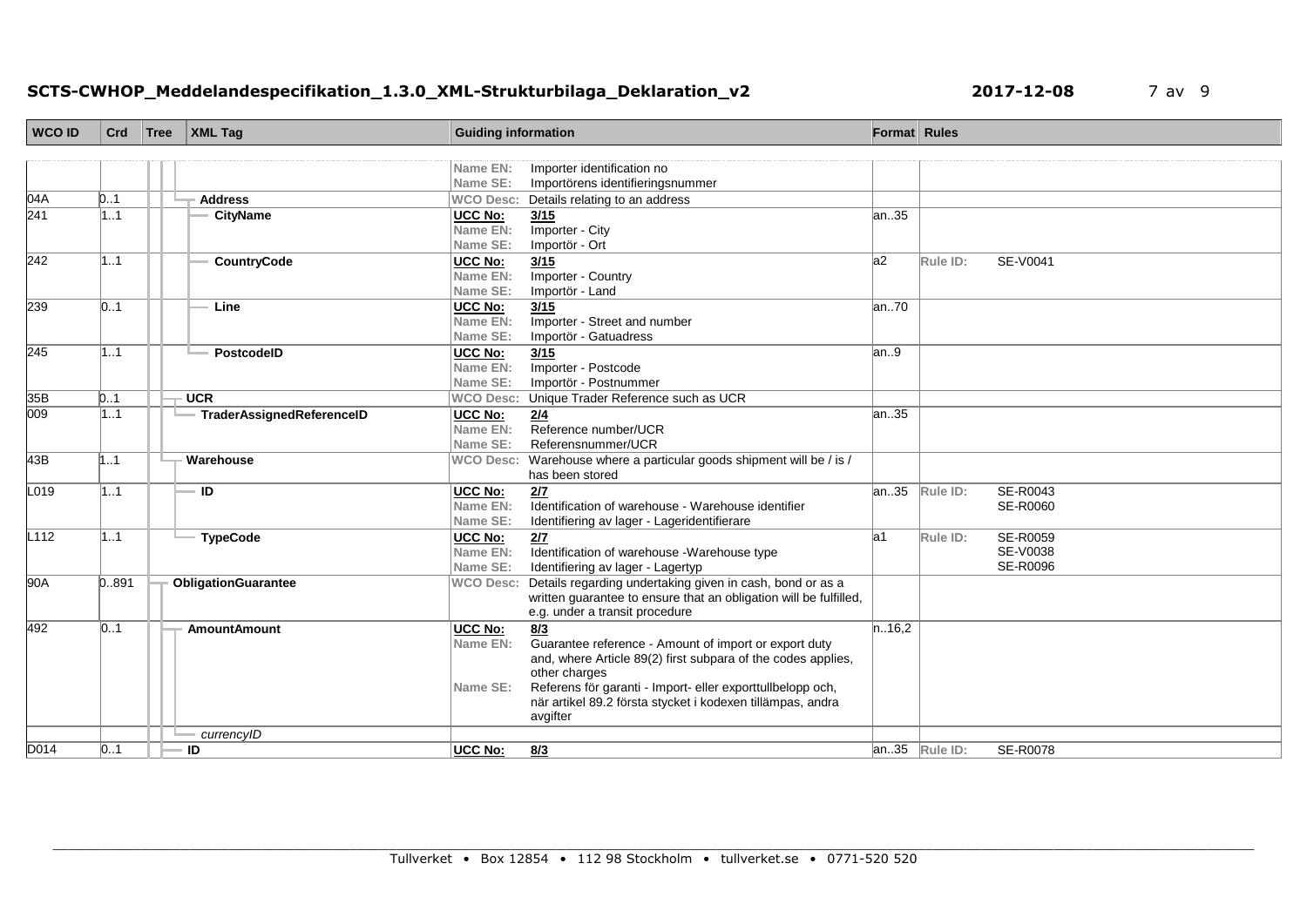| WCO ID | Crd | Tree | XML Tag | Guiding information | Format | Rules |
|---|---|---|---|---|---|---|
| | | | | Name EN: Importer identification no<br>Name SE: Importörens identifieringsnummer | | |
| 04A | 0..1 | | Address | WCO Desc: Details relating to an address | | |
| 241 | 1..1 | | CityName | UCC No: 3/15<br>Name EN: Importer - City<br>Name SE: Importör - Ort | an..35 | |
| 242 | 1..1 | | CountryCode | UCC No: 3/15<br>Name EN: Importer - Country<br>Name SE: Importör - Land | a2 | Rule ID: SE-V0041 |
| 239 | 0..1 | | Line | UCC No: 3/15<br>Name EN: Importer - Street and number<br>Name SE: Importör - Gatuadress | an..70 | |
| 245 | 1..1 | | PostcodeID | UCC No: 3/15<br>Name EN: Importer - Postcode<br>Name SE: Importör - Postnummer | an..9 | |
| 35B | 0..1 | | UCR | WCO Desc: Unique Trader Reference such as UCR | | |
| 009 | 1..1 | | TraderAssignedReferenceID | UCC No: 2/4<br>Name EN: Reference number/UCR<br>Name SE: Referensnummer/UCR | an..35 | |
| 43B | 1..1 | | Warehouse | WCO Desc: Warehouse where a particular goods shipment will be / is / has been stored | | |
| L019 | 1..1 | | ID | UCC No: 2/7<br>Name EN: Identification of warehouse - Warehouse identifier<br>Name SE: Identifiering av lager - Lageridentifierare | an..35 | Rule ID: SE-R0043<br>SE-R0060 |
| L112 | 1..1 | | TypeCode | UCC No: 2/7<br>Name EN: Identification of warehouse -Warehouse type<br>Name SE: Identifiering av lager - Lagertyp | a1 | Rule ID: SE-R0059<br>SE-V0038<br>SE-R0096 |
| 90A | 0..891 | | ObligationGuarantee | WCO Desc: Details regarding undertaking given in cash, bond or as a written guarantee to ensure that an obligation will be fulfilled, e.g. under a transit procedure | | |
| 492 | 0..1 | | AmountAmount | UCC No: 8/3<br>Name EN: Guarantee reference - Amount of import or export duty and, where Article 89(2) first subpara of the codes applies, other charges<br>Name SE: Referens för garanti - Import- eller exporttullbelopp och, när artikel 89.2 första stycket i kodexen tillämpas, andra avgifter | n..16,2 | |
| | | | *currencyID* | | | |
| D014 | 0..1 | | ID | UCC No: 8/3 | an..35 | Rule ID: SE-R0078 |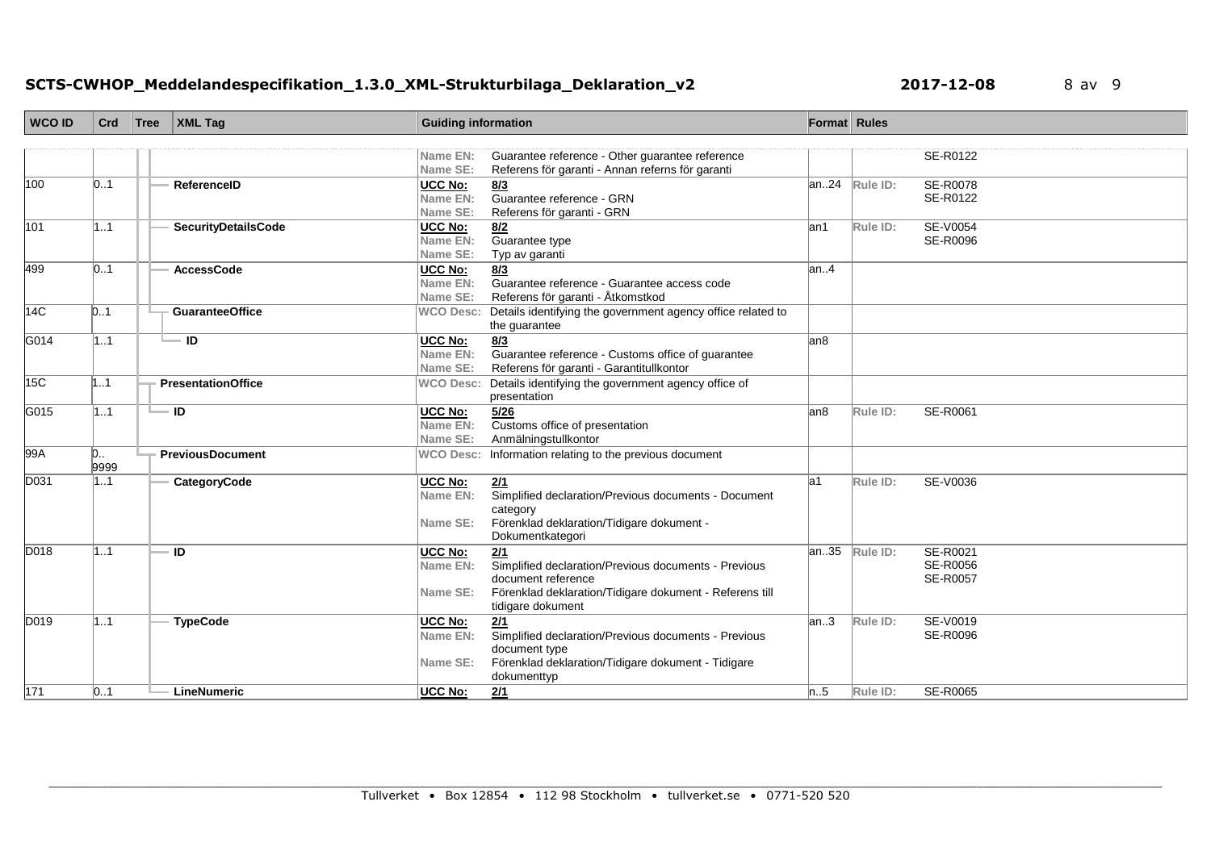| WCO ID | Crd | Tree | XML Tag | Guiding information | Format | Rules |
|---|---|---|---|---|---|---|
| | | | | Name EN: Guarantee reference - Other guarantee reference<br>Name SE: Referens för garanti - Annan referns för garanti | | SE-R0122 |
| 100 | 0..1 | | ReferenceID | UCC No: 8/3<br>Name EN: Guarantee reference - GRN<br>Name SE: Referens för garanti - GRN | an..24 | Rule ID: SE-R0078<br>SE-R0122 |
| 101 | 1..1 | | SecurityDetailsCode | UCC No: 8/2<br>Name EN: Guarantee type<br>Name SE: Typ av garanti | an1 | Rule ID: SE-V0054<br>SE-R0096 |
| 499 | 0..1 | | AccessCode | UCC No: 8/3<br>Name EN: Guarantee reference - Guarantee access code<br>Name SE: Referens för garanti - Åtkomstkod | an..4 | |
| 14C | 0..1 | | GuaranteeOffice | WCO Desc: Details identifying the government agency office related to the guarantee | | |
| G014 | 1..1 | | ID | UCC No: 8/3<br>Name EN: Guarantee reference - Customs office of guarantee<br>Name SE: Referens för garanti - Garantitullkontor | an8 | |
| 15C | 1..1 | | PresentationOffice | WCO Desc: Details identifying the government agency office of presentation | | |
| G015 | 1..1 | | ID | UCC No: 5/26<br>Name EN: Customs office of presentation<br>Name SE: Anmälningstullkontor | an8 | Rule ID: SE-R0061 |
| 99A | 0..9999 | | PreviousDocument | WCO Desc: Information relating to the previous document | | |
| D031 | 1..1 | | CategoryCode | UCC No: 2/1<br>Name EN: Simplified declaration/Previous documents - Document category<br>Name SE: Förenklad deklaration/Tidigare dokument - Dokumentkategori | a1 | Rule ID: SE-V0036 |
| D018 | 1..1 | | ID | UCC No: 2/1<br>Name EN: Simplified declaration/Previous documents - Previous document reference<br>Name SE: Förenklad deklaration/Tidigare dokument - Referens till tidigare dokument | an..35 | Rule ID: SE-R0021<br>SE-R0056<br>SE-R0057 |
| D019 | 1..1 | | TypeCode | UCC No: 2/1<br>Name EN: Simplified declaration/Previous documents - Previous document type<br>Name SE: Förenklad deklaration/Tidigare dokument - Tidigare dokumenttyp | an..3 | Rule ID: SE-V0019<br>SE-R0096 |
| 171 | 0..1 | | LineNumeric | UCC No: 2/1 | n..5 | Rule ID: SE-R0065 |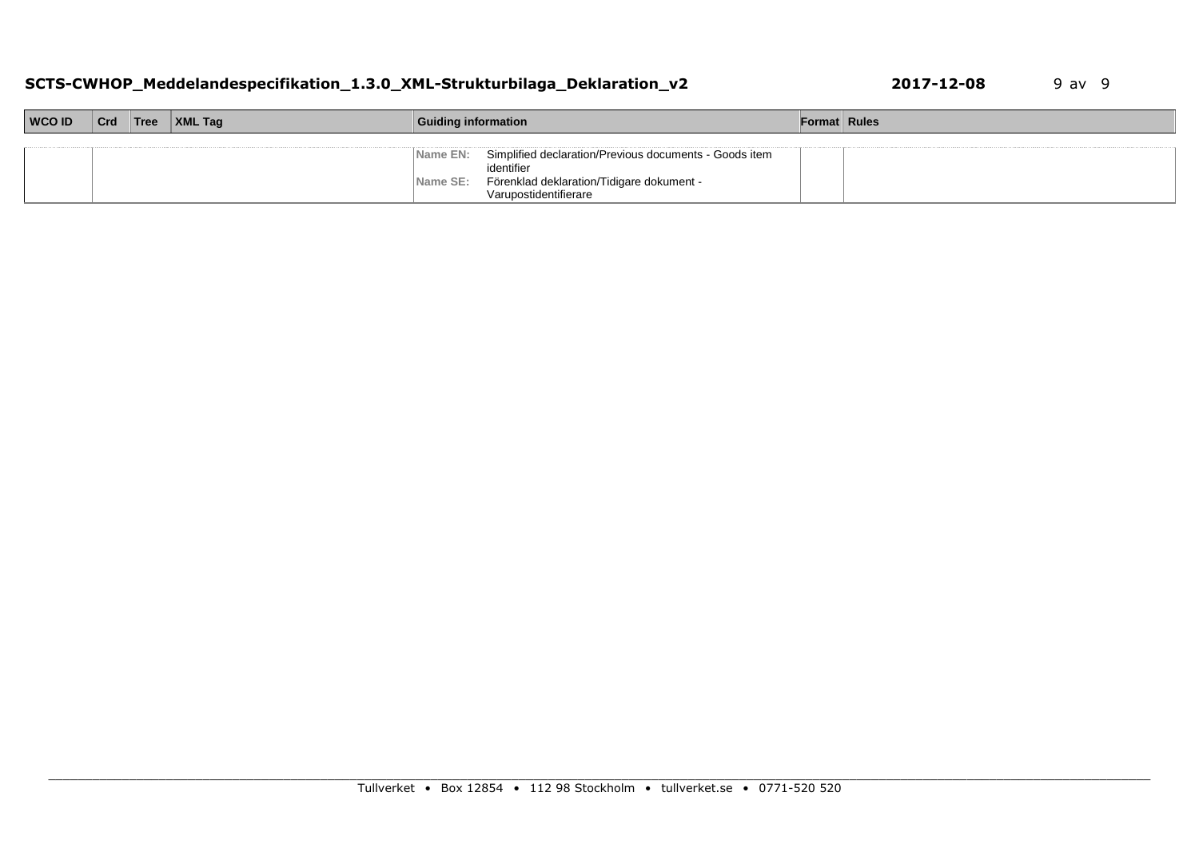| WCO ID | Crd | Tree | XML Tag | Guiding information | Format | Rules |
|---|---|---|---|---|---|---|
| | | | | Name EN: Simplified declaration/Previous documents - Goods item identifier<br>Name SE: Förenklad deklaration/Tidigare dokument - Varupostidentifierare | | |